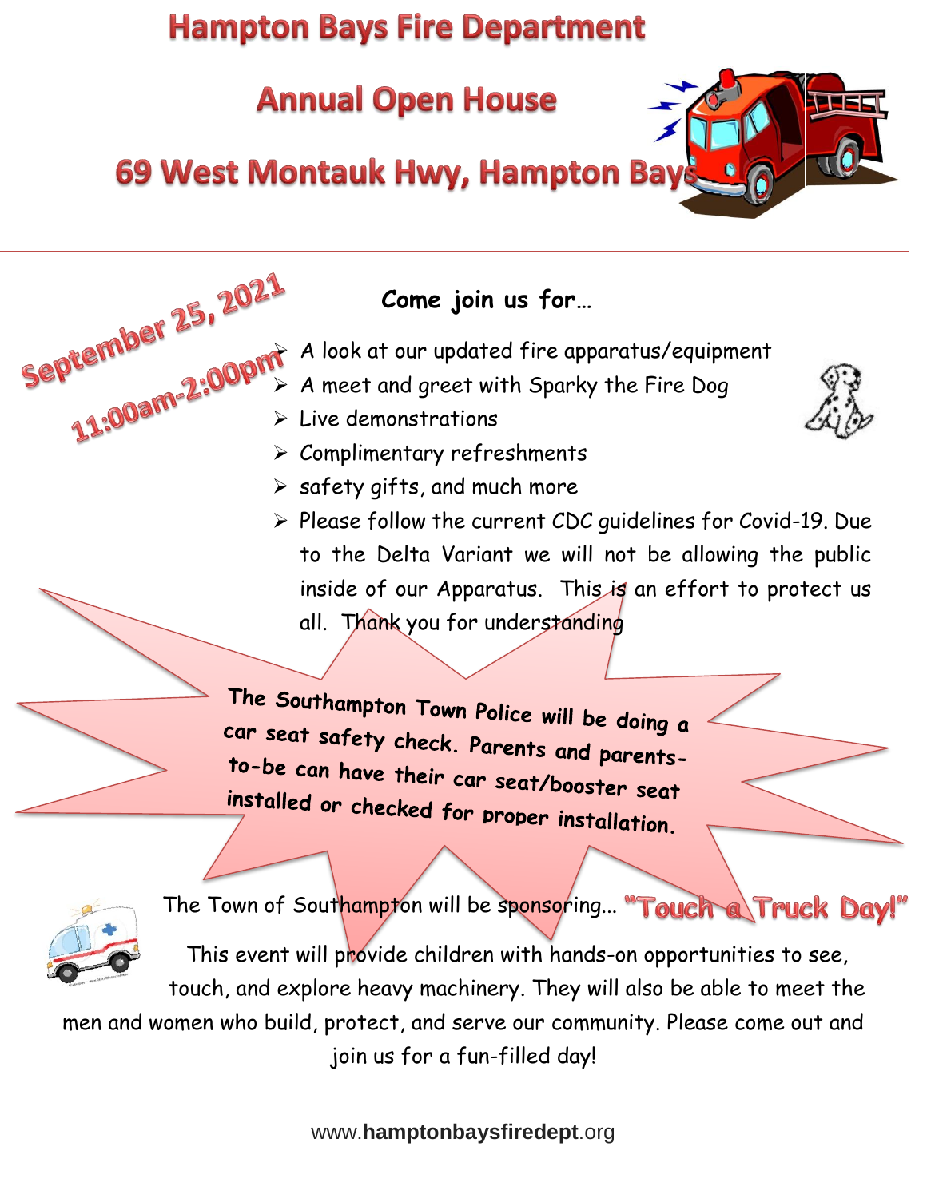# Hampton Bays Fire Department

## Annual Open House

## 69 West Montauk Hwy, Hampton Bays

**September 25, 2021**
**11:00am-2:00pm**

**Come join us for…**

- A look at our updated fire apparatus/equipment
- A meet and greet with Sparky the Fire Dog
- Live demonstrations
- Complimentary refreshments
- safety gifts, and much more
- Please follow the current CDC guidelines for Covid-19. Due to the Delta Variant we will not be allowing the public inside of our Apparatus. This is an effort to protect us all. Thank you for understanding

**The Southampton Town Police will be doing a car seat safety check. Parents and parents-to-be can have their car seat/booster seat installed or checked for proper installation.**

The Town of Southampton will be sponsoring… **"Touch a Truck Day!"**

This event will provide children with hands-on opportunities to see, touch, and explore heavy machinery. They will also be able to meet the men and women who build, protect, and serve our community. Please come out and join us for a fun-filled day!

www.**hamptonbaysfiredept**.org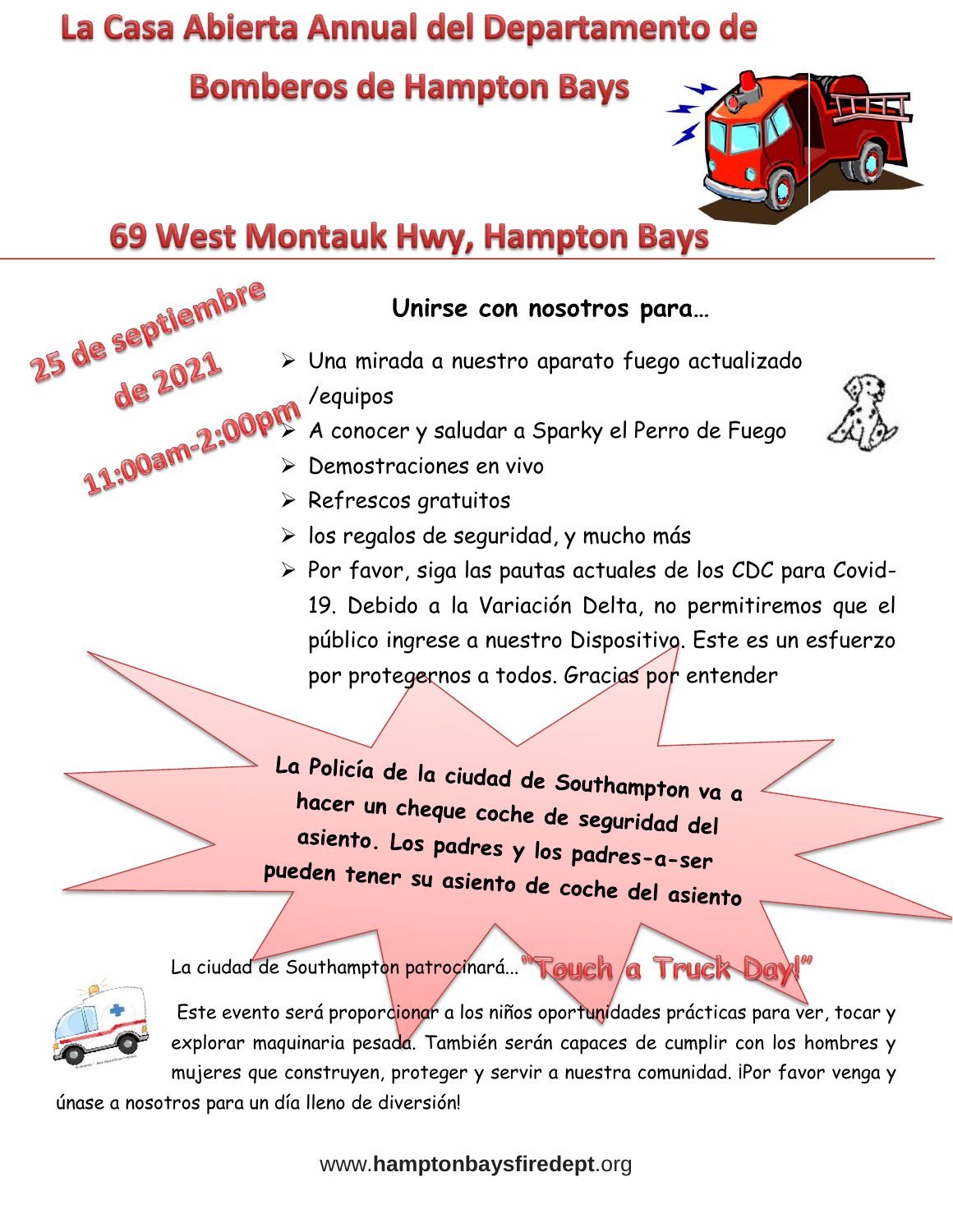# La Casa Abierta Annual del Departamento de Bomberos de Hampton Bays

## 69 West Montauk Hwy, Hampton Bays

**25 de septiembre de 2021**

**11:00am-2:00pm**

**Unirse con nosotros para…**

- Una mirada a nuestro aparato fuego actualizado /equipos
- A conocer y saludar a Sparky el Perro de Fuego
- Demostraciones en vivo
- Refrescos gratuitos
- los regalos de seguridad, y mucho más
- Por favor, siga las pautas actuales de los CDC para Covid-19. Debido a la Variación Delta, no permitiremos que el público ingrese a nuestro Dispositivo. Este es un esfuerzo por protegernos a todos. Gracias por entender

**La Policía de la ciudad de Southampton va a hacer un cheque coche de seguridad del asiento. Los padres y los padres-a-ser pueden tener su asiento de coche del asiento**

La ciudad de Southampton patrocinará… **"Touch a Truck Day!"**

Este evento será proporcionar a los niños oportunidades prácticas para ver, tocar y explorar maquinaria pesada. También serán capaces de cumplir con los hombres y mujeres que construyen, proteger y servir a nuestra comunidad. ¡Por favor venga y únase a nosotros para un día lleno de diversión!

www.**hamptonbaysfiredept**.org